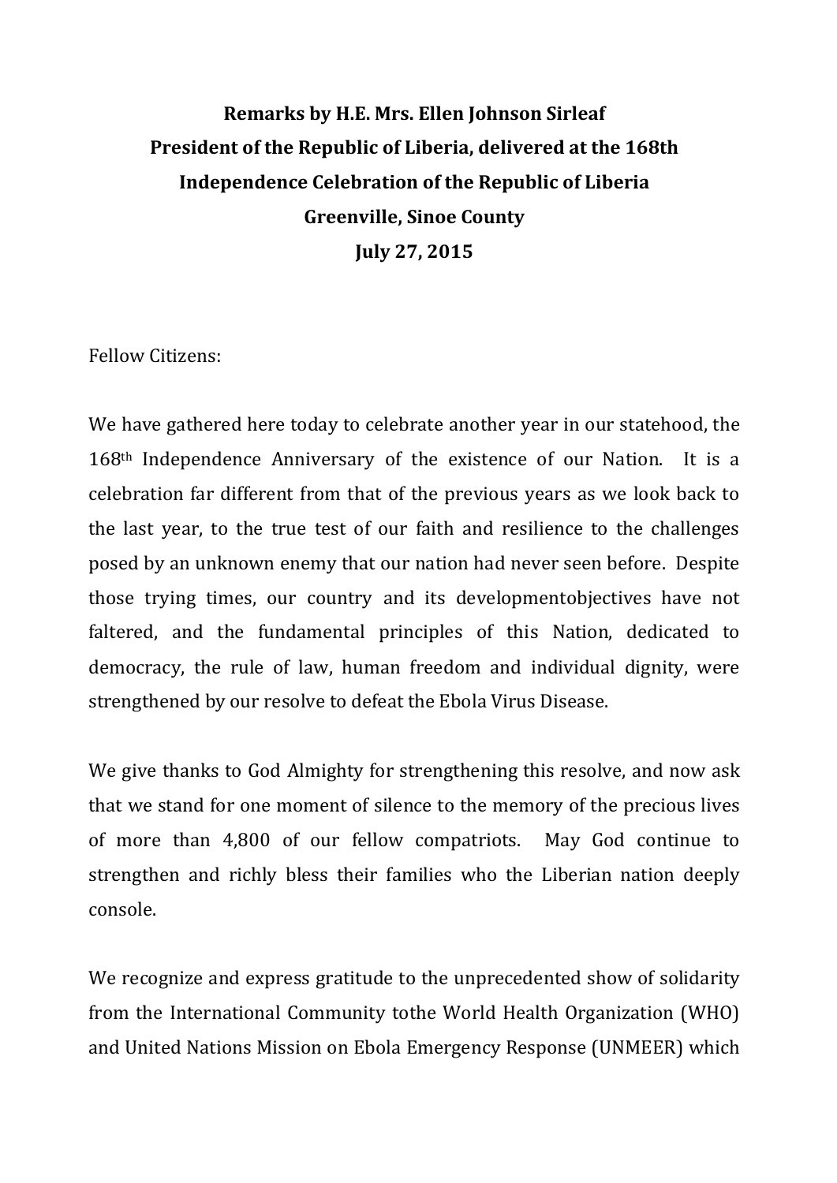**Remarks by H.E. Mrs. Ellen Johnson Sirleaf**
**President of the Republic of Liberia, delivered at the 168th**
**Independence Celebration of the Republic of Liberia**
**Greenville, Sinoe County**
**July 27, 2015**

Fellow Citizens:

We have gathered here today to celebrate another year in our statehood, the 168th Independence Anniversary of the existence of our Nation. It is a celebration far different from that of the previous years as we look back to the last year, to the true test of our faith and resilience to the challenges posed by an unknown enemy that our nation had never seen before. Despite those trying times, our country and its developmentobjectives have not faltered, and the fundamental principles of this Nation, dedicated to democracy, the rule of law, human freedom and individual dignity, were strengthened by our resolve to defeat the Ebola Virus Disease.

We give thanks to God Almighty for strengthening this resolve, and now ask that we stand for one moment of silence to the memory of the precious lives of more than 4,800 of our fellow compatriots. May God continue to strengthen and richly bless their families who the Liberian nation deeply console.

We recognize and express gratitude to the unprecedented show of solidarity from the International Community tothe World Health Organization (WHO) and United Nations Mission on Ebola Emergency Response (UNMEER) which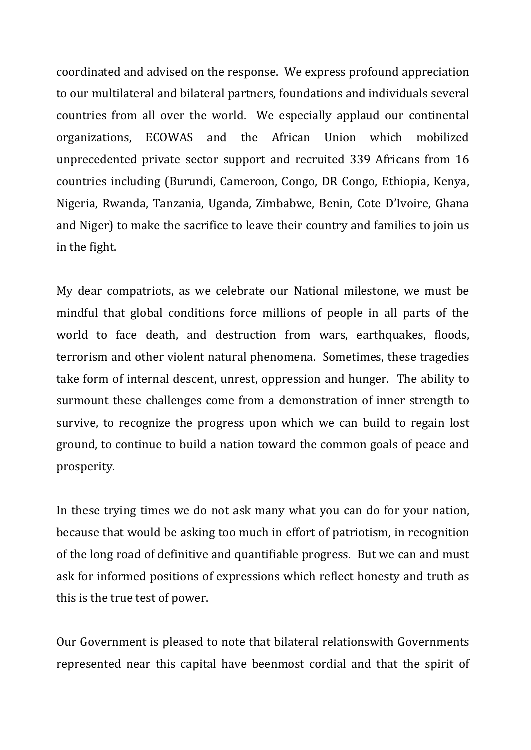coordinated and advised on the response.  We express profound appreciation to our multilateral and bilateral partners, foundations and individuals several countries from all over the world.  We especially applaud our continental organizations, ECOWAS and the African Union which mobilized unprecedented private sector support and recruited 339 Africans from 16 countries including (Burundi, Cameroon, Congo, DR Congo, Ethiopia, Kenya, Nigeria, Rwanda, Tanzania, Uganda, Zimbabwe, Benin, Cote D'Ivoire, Ghana and Niger) to make the sacrifice to leave their country and families to join us in the fight.

My dear compatriots, as we celebrate our National milestone, we must be mindful that global conditions force millions of people in all parts of the world to face death, and destruction from wars, earthquakes, floods, terrorism and other violent natural phenomena.  Sometimes, these tragedies take form of internal descent, unrest, oppression and hunger.  The ability to surmount these challenges come from a demonstration of inner strength to survive, to recognize the progress upon which we can build to regain lost ground, to continue to build a nation toward the common goals of peace and prosperity.

In these trying times we do not ask many what you can do for your nation, because that would be asking too much in effort of patriotism, in recognition of the long road of definitive and quantifiable progress.  But we can and must ask for informed positions of expressions which reflect honesty and truth as this is the true test of power.

Our Government is pleased to note that bilateral relationswith Governments represented near this capital have beenmost cordial and that the spirit of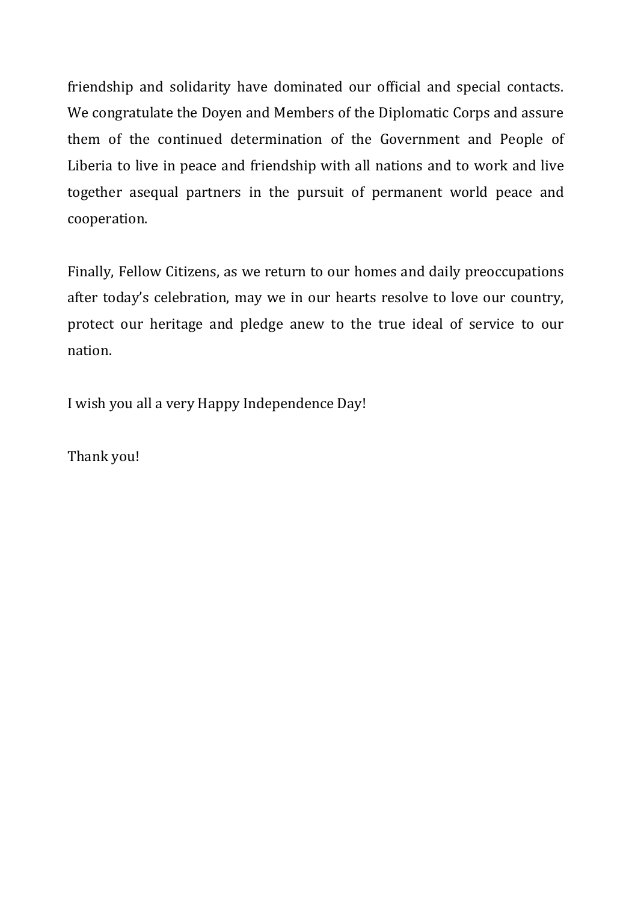friendship and solidarity have dominated our official and special contacts. We congratulate the Doyen and Members of the Diplomatic Corps and assure them of the continued determination of the Government and People of Liberia to live in peace and friendship with all nations and to work and live together asequal partners in the pursuit of permanent world peace and cooperation.

Finally, Fellow Citizens, as we return to our homes and daily preoccupations after today's celebration, may we in our hearts resolve to love our country, protect our heritage and pledge anew to the true ideal of service to our nation.

I wish you all a very Happy Independence Day!

Thank you!